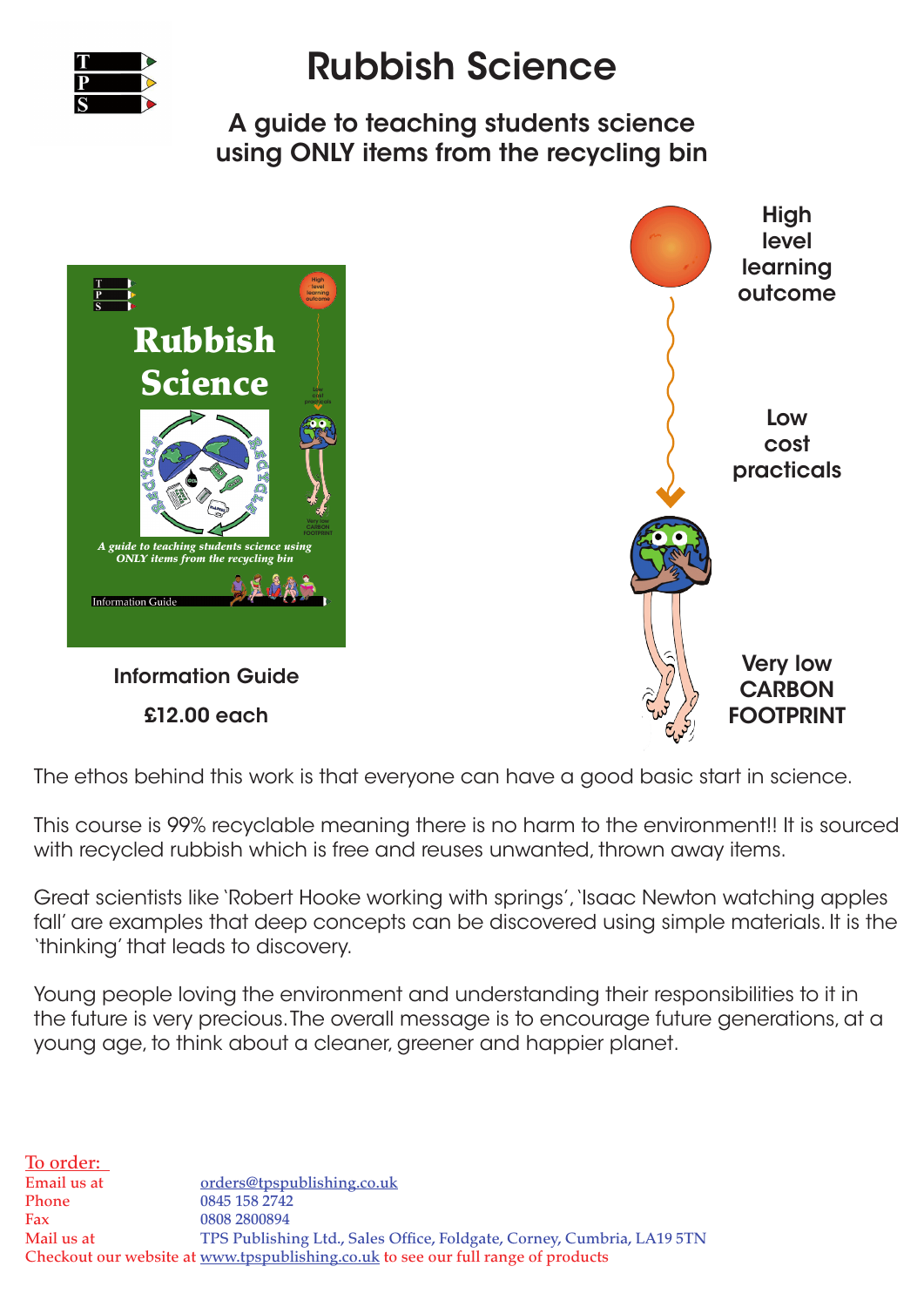# Rubbish Science

## A guide to teaching students science using ONLY items from the recycling bin

High level learning outcome

Low cost practicals

Very low CARBON FOOTPRINT

**Information Guide**

**£12.00 each**

The ethos behind this work is that everyone can have a good basic start in science.

This course is 99% recyclable meaning there is no harm to the environment!! It is sourced with recycled rubbish which is free and reuses unwanted, thrown away items.

Great scientists like 'Robert Hooke working with springs', 'Isaac Newton watching apples fall' are examples that deep concepts can be discovered using simple materials. It is the 'thinking' that leads to discovery.

Young people loving the environment and understanding their responsibilities to it in the future is very precious. The overall message is to encourage future generations, at a young age, to think about a cleaner, greener and happier planet.

To order:

Email us at orders@tpspublishing.co.uk
Phone 0845 158 2742
Fax 0808 2800894
Mail us at TPS Publishing Ltd., Sales Office, Foldgate, Corney, Cumbria, LA19 5TN
Checkout our website at www.tpspublishing.co.uk to see our full range of products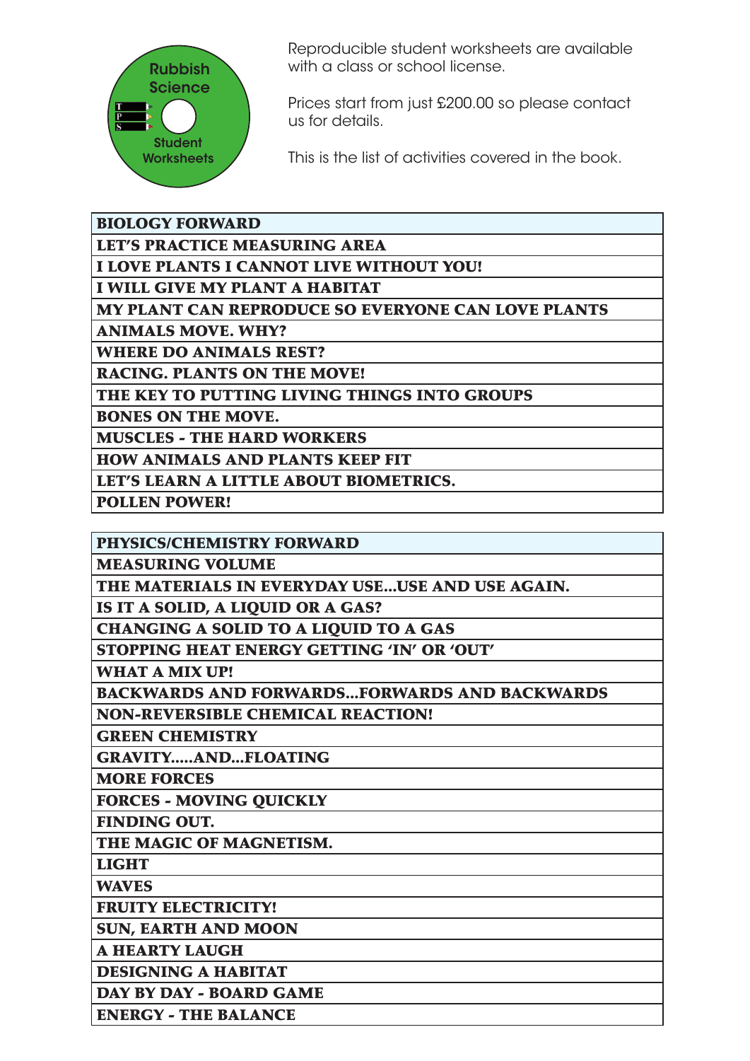Rubbish Science

Student Worksheets

Reproducible student worksheets are available with a class or school license.

Prices start from just £200.00 so please contact us for details.

This is the list of activities covered in the book.

| BIOLOGY FORWARD |
|---|
| LET'S PRACTICE MEASURING AREA |
| I LOVE PLANTS I CANNOT LIVE WITHOUT YOU! |
| I WILL GIVE MY PLANT A HABITAT |
| MY PLANT CAN REPRODUCE SO EVERYONE CAN LOVE PLANTS |
| ANIMALS MOVE. WHY? |
| WHERE DO ANIMALS REST? |
| RACING. PLANTS ON THE MOVE! |
| THE KEY TO PUTTING LIVING THINGS INTO GROUPS |
| BONES ON THE MOVE. |
| MUSCLES - THE HARD WORKERS |
| HOW ANIMALS AND PLANTS KEEP FIT |
| LET'S LEARN A LITTLE ABOUT BIOMETRICS. |
| POLLEN POWER! |

| PHYSICS/CHEMISTRY FORWARD |
|---|
| MEASURING VOLUME |
| THE MATERIALS IN EVERYDAY USE...USE AND USE AGAIN. |
| IS IT A SOLID, A LIQUID OR A GAS? |
| CHANGING A SOLID TO A LIQUID TO A GAS |
| STOPPING HEAT ENERGY GETTING 'IN' OR 'OUT' |
| WHAT A MIX UP! |
| BACKWARDS AND FORWARDS...FORWARDS AND BACKWARDS |
| NON-REVERSIBLE CHEMICAL REACTION! |
| GREEN CHEMISTRY |
| GRAVITY.....AND...FLOATING |
| MORE FORCES |
| FORCES - MOVING QUICKLY |
| FINDING OUT. |
| THE MAGIC OF MAGNETISM. |
| LIGHT |
| WAVES |
| FRUITY ELECTRICITY! |
| SUN, EARTH AND MOON |
| A HEARTY LAUGH |
| DESIGNING A HABITAT |
| DAY BY DAY - BOARD GAME |
| ENERGY - THE BALANCE |